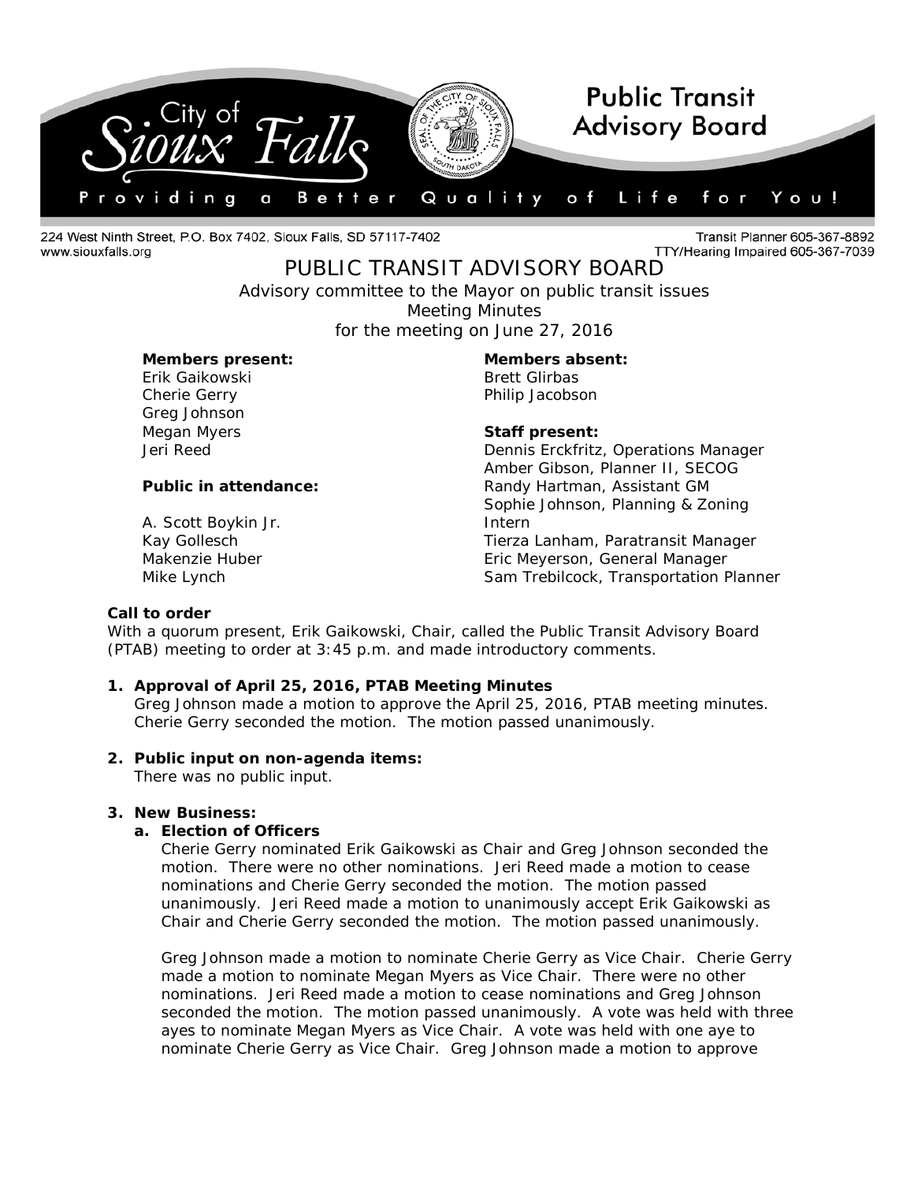224 West Ninth Street, P.O. Box 7402, Sioux Falls, SD 57117-7402
www.siouxfalls.org

Transit Planner 605-367-8892
TTY/Hearing Impaired 605-367-7039

# PUBLIC TRANSIT ADVISORY BOARD

Advisory committee to the Mayor on public transit issues
Meeting Minutes
for the meeting on June 27, 2016

**Members present:**
Erik Gaikowski
Cherie Gerry
Greg Johnson
Megan Myers
Jeri Reed

**Members absent:**
Brett Glirbas
Philip Jacobson

**Public in attendance:**

A. Scott Boykin Jr.
Kay Gollesch
Makenzie Huber
Mike Lynch

**Staff present:**
Dennis Erckfritz, Operations Manager
Amber Gibson, Planner II, SECOG
Randy Hartman, Assistant GM
Sophie Johnson, Planning & Zoning Intern
Tierza Lanham, Paratransit Manager
Eric Meyerson, General Manager
Sam Trebilcock, Transportation Planner

**Call to order**

With a quorum present, Erik Gaikowski, Chair, called the Public Transit Advisory Board (PTAB) meeting to order at 3:45 p.m. and made introductory comments.

1. **Approval of April 25, 2016, PTAB Meeting Minutes**
   Greg Johnson made a motion to approve the April 25, 2016, PTAB meeting minutes. Cherie Gerry seconded the motion. The motion passed unanimously.

2. **Public input on non-agenda items:**
   There was no public input.

3. **New Business:**
   a. **Election of Officers**
      Cherie Gerry nominated Erik Gaikowski as Chair and Greg Johnson seconded the motion. There were no other nominations. Jeri Reed made a motion to cease nominations and Cherie Gerry seconded the motion. The motion passed unanimously. Jeri Reed made a motion to unanimously accept Erik Gaikowski as Chair and Cherie Gerry seconded the motion. The motion passed unanimously.

      Greg Johnson made a motion to nominate Cherie Gerry as Vice Chair. Cherie Gerry made a motion to nominate Megan Myers as Vice Chair. There were no other nominations. Jeri Reed made a motion to cease nominations and Greg Johnson seconded the motion. The motion passed unanimously. A vote was held with three ayes to nominate Megan Myers as Vice Chair. A vote was held with one aye to nominate Cherie Gerry as Vice Chair. Greg Johnson made a motion to approve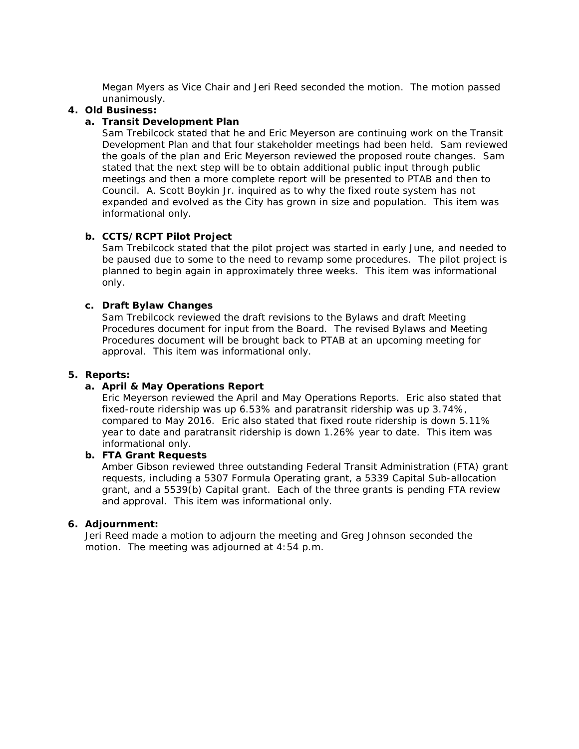Megan Myers as Vice Chair and Jeri Reed seconded the motion. The motion passed unanimously.

**4. Old Business:**

**a. Transit Development Plan**

Sam Trebilcock stated that he and Eric Meyerson are continuing work on the Transit Development Plan and that four stakeholder meetings had been held. Sam reviewed the goals of the plan and Eric Meyerson reviewed the proposed route changes. Sam stated that the next step will be to obtain additional public input through public meetings and then a more complete report will be presented to PTAB and then to Council. A. Scott Boykin Jr. inquired as to why the fixed route system has not expanded and evolved as the City has grown in size and population. This item was informational only.

**b. CCTS/RCPT Pilot Project**

Sam Trebilcock stated that the pilot project was started in early June, and needed to be paused due to some to the need to revamp some procedures. The pilot project is planned to begin again in approximately three weeks. This item was informational only.

**c. Draft Bylaw Changes**

Sam Trebilcock reviewed the draft revisions to the Bylaws and draft Meeting Procedures document for input from the Board. The revised Bylaws and Meeting Procedures document will be brought back to PTAB at an upcoming meeting for approval. This item was informational only.

**5. Reports:**

**a. April & May Operations Report**

Eric Meyerson reviewed the April and May Operations Reports. Eric also stated that fixed-route ridership was up 6.53% and paratransit ridership was up 3.74%, compared to May 2016. Eric also stated that fixed route ridership is down 5.11% year to date and paratransit ridership is down 1.26% year to date. This item was informational only.

**b. FTA Grant Requests**

Amber Gibson reviewed three outstanding Federal Transit Administration (FTA) grant requests, including a 5307 Formula Operating grant, a 5339 Capital Sub-allocation grant, and a 5539(b) Capital grant. Each of the three grants is pending FTA review and approval. This item was informational only.

**6. Adjournment:**

Jeri Reed made a motion to adjourn the meeting and Greg Johnson seconded the motion. The meeting was adjourned at 4:54 p.m.